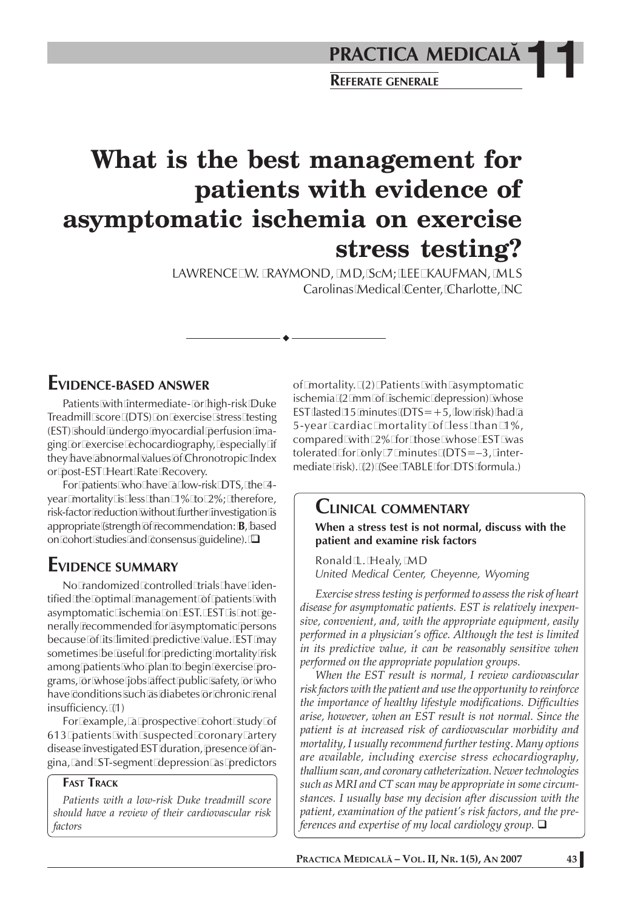# What is the best management for patients with evidence of asymptomatic ischemia on exercise stress testing?

LAWRENCE W. RAYMOND, MD, ScM; LEE KAUFMAN, MLS
Carolinas Medical Center, Charlotte, NC

## EVIDENCE-BASED ANSWER

Patients with intermediate- or high-risk Duke Treadmill score (DTS) on exercise stress testing (EST) should undergo myocardial perfusion imaging or exercise echocardiography, especially if they have abnormal values of Chronotropic Index or post-EST Heart Rate Recovery.

For patients who have a low-risk DTS, the 4-year mortality is less than 1% to 2%; therefore, risk-factor reduction without further investigation is appropriate (strength of recommendation: **B**, based on cohort studies and consensus guideline). ❑

## EVIDENCE SUMMARY

No randomized controlled trials have identified the optimal management of patients with asymptomatic ischemia on EST. EST is not generally recommended for asymptomatic persons because of its limited predictive value. EST may sometimes be useful for predicting mortality risk among patients who plan to begin exercise programs, or whose jobs affect public safety, or who have conditions such as diabetes or chronic renal insufficiency. (1)

For example, a prospective cohort study of 613 patients with suspected coronary artery disease investigated EST duration, presence of angina, and ST-segment depression as predictors of mortality. (2) Patients with asymptomatic ischemia (2 mm of ischemic depression) whose EST lasted 15 minutes (DTS=+5, low risk) had a 5-year cardiac mortality of less than 1%, compared with 2% for those whose EST was tolerated for only 7 minutes (DTS=–3, intermediate risk). (2) (See TABLE for DTS formula.)

### FAST TRACK

*Patients with a low-risk Duke treadmill score should have a review of their cardiovascular risk factors*

## CLINICAL COMMENTARY

**When a stress test is not normal, discuss with the patient and examine risk factors**

Ronald L. Healy, MD
*United Medical Center, Cheyenne, Wyoming*

*Exercise stress testing is performed to assess the risk of heart disease for asymptomatic patients. EST is relatively inexpensive, convenient, and, with the appropriate equipment, easily performed in a physician's office. Although the test is limited in its predictive value, it can be reasonably sensitive when performed on the appropriate population groups.*

*When the EST result is normal, I review cardiovascular risk factors with the patient and use the opportunity to reinforce the importance of healthy lifestyle modifications. Difficulties arise, however, when an EST result is not normal. Since the patient is at increased risk of cardiovascular morbidity and mortality, I usually recommend further testing. Many options are available, including exercise stress echocardiography, thallium scan, and coronary catheterization. Newer technologies such as MRI and CT scan may be appropriate in some circumstances. I usually base my decision after discussion with the patient, examination of the patient's risk factors, and the preferences and expertise of my local cardiology group.* ❑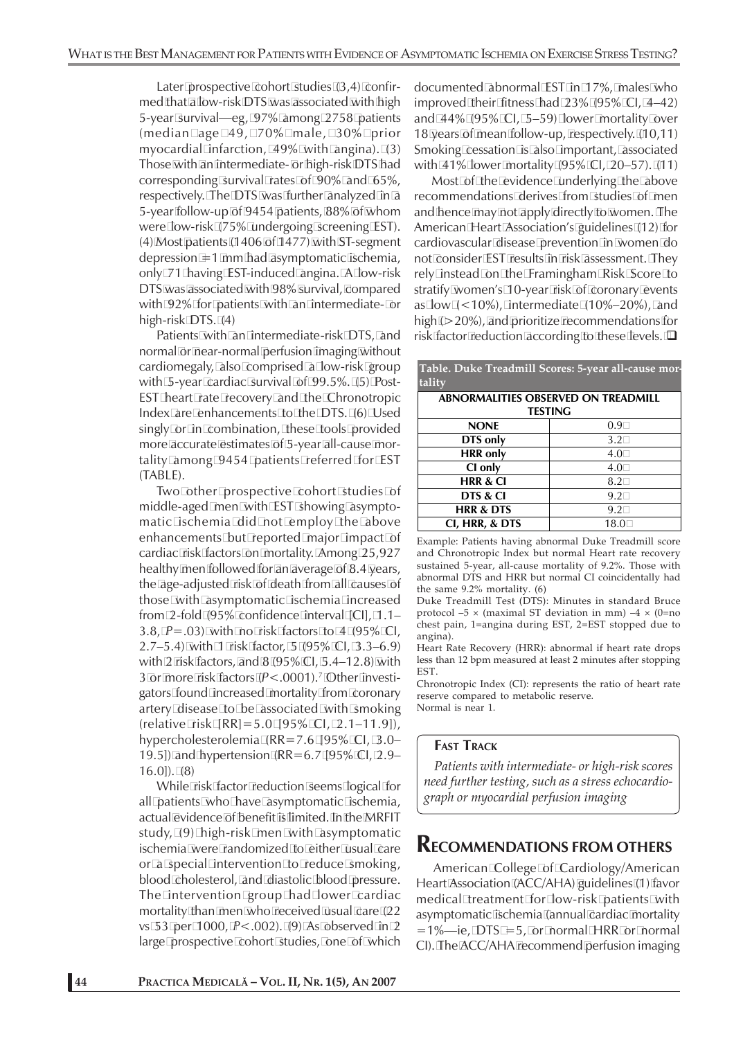Later prospective cohort studies (3,4) confirmed that a low-risk DTS was associated with high 5-year survival—eg, 97% among 2758 patients (median age 49, 70% male, 30% prior myocardial infarction, 49% with angina). (3) Those with an intermediate- or high-risk DTS had corresponding survival rates of 90% and 65%, respectively. The DTS was further analyzed in a 5-year follow-up of 9454 patients, 88% of whom were low-risk (75% undergoing screening EST). (4) Most patients (1406 of 1477) with ST-segment depression ≥1 mm had asymptomatic ischemia, only 71 having EST-induced angina. A low-risk DTS was associated with 98% survival, compared with 92% for patients with an intermediate- or high-risk DTS. (4)

Patients with an intermediate-risk DTS, and normal or near-normal perfusion imaging without cardiomegaly, also comprised a low-risk group with 5-year cardiac survival of 99.5%. (5) Post-EST heart rate recovery and the Chronotropic Index are enhancements to the DTS. (6) Used singly or in combination, these tools provided more accurate estimates of 5-year all-cause mortality among 9454 patients referred for EST (TABLE).

Two other prospective cohort studies of middle-aged men with EST showing asymptomatic ischemia did not employ the above enhancements but reported major impact of cardiac risk factors on mortality. Among 25,927 healthy men followed for an average of 8.4 years, the age-adjusted risk of death from all causes of those with asymptomatic ischemia increased from 2-fold (95% confidence interval [CI], 1.1–3.8, $P=.03$) with no risk factors to 4 (95% CI, 2.7–5.4) with 1 risk factor, 5 (95% CI, 3.3–6.9) with 2 risk factors, and 8 (95% CI, 5.4–12.8) with 3 or more risk factors ($P<.0001$).[7] Other investigators found increased mortality from coronary artery disease to be associated with smoking (relative risk [RR]=5.0 [95% CI, 2.1–11.9]), hypercholesterolemia (RR=7.6 [95% CI, 3.0–19.5]) and hypertension (RR=6.7 [95% CI, 2.9–16.0]). (8)

While risk factor reduction seems logical for all patients who have asymptomatic ischemia, actual evidence of benefit is limited. In the MRFIT study, (9) high-risk men with asymptomatic ischemia were randomized to either usual care or a special intervention to reduce smoking, blood cholesterol, and diastolic blood pressure. The intervention group had lower cardiac mortality than men who received usual care (22 vs 53 per 1000, $P<.002$). (9) As observed in 2 large prospective cohort studies, one of which documented abnormal EST in 17%, males who improved their fitness had 23% (95% CI, 4–42) and 44% (95% CI, 5–59) lower mortality over 18 years of mean follow-up, respectively. (10,11) Smoking cessation is also important, associated with 41% lower mortality (95% CI, 20–57). (11)

Most of the evidence underlying the above recommendations derives from studies of men and hence may not apply directly to women. The American Heart Association's guidelines (12) for cardiovascular disease prevention in women do not consider EST results in risk assessment. They rely instead on the Framingham Risk Score to stratify women's 10-year risk of coronary events as low (<10%), intermediate (10%–20%), and high (>20%), and prioritize recommendations for risk factor reduction according to these levels. ❑

**Table. Duke Treadmill Scores: 5-year all-cause mortality**

| ABNORMALITIES OBSERVED ON TREADMILL TESTING | |
|---|---|
| NONE | 0.9 |
| DTS only | 3.2 |
| HRR only | 4.0 |
| CI only | 4.0 |
| HRR & CI | 8.2 |
| DTS & CI | 9.2 |
| HRR & DTS | 9.2 |
| CI, HRR, & DTS | 18.0 |

Example: Patients having abnormal Duke Treadmill score and Chronotropic Index but normal Heart rate recovery sustained 5-year, all-cause mortality of 9.2%. Those with abnormal DTS and HRR but normal CI coincidentally had the same 9.2% mortality. (6)

Duke Treadmill Test (DTS): Minutes in standard Bruce protocol –5 × (maximal ST deviation in mm) –4 × (0=no chest pain, 1=angina during EST, 2=EST stopped due to angina).

Heart Rate Recovery (HRR): abnormal if heart rate drops less than 12 bpm measured at least 2 minutes after stopping EST.

Chronotropic Index (CI): represents the ratio of heart rate reserve compared to metabolic reserve. Normal is near 1.

**FAST TRACK**

*Patients with intermediate- or high-risk scores need further testing, such as a stress echocardiograph or myocardial perfusion imaging*

## RECOMMENDATIONS FROM OTHERS

American College of Cardiology/American Heart Association (ACC/AHA) guidelines (1) favor medical treatment for low-risk patients with asymptomatic ischemia (annual cardiac mortality =1%—ie, DTS ≥5, or normal HRR or normal CI). The ACC/AHA recommend perfusion imaging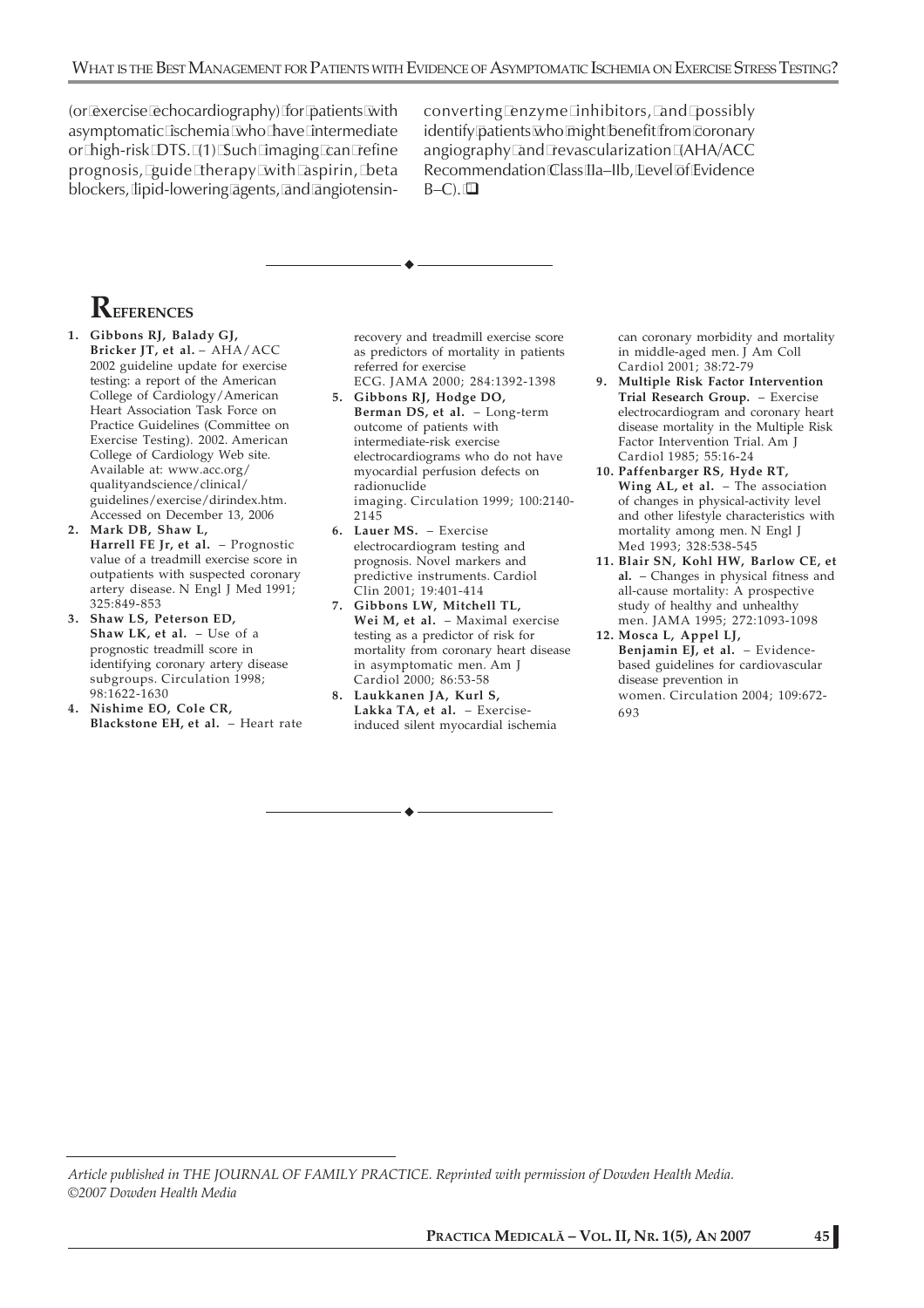(or exercise echocardiography) for patients with asymptomatic ischemia who have intermediate or high-risk DTS. (1) Such imaging can refine prognosis, guide therapy with aspirin, beta blockers, lipid-lowering agents, and angiotensin-converting enzyme inhibitors, and possibly identify patients who might benefit from coronary angiography and revascularization (AHA/ACC Recommendation Class IIa–IIb, Level of Evidence B–C). ❑

---

# REFERENCES

1. **Gibbons RJ, Balady GJ, Bricker JT, et al.** – AHA/ACC 2002 guideline update for exercise testing: a report of the American College of Cardiology/American Heart Association Task Force on Practice Guidelines (Committee on Exercise Testing). 2002. American College of Cardiology Web site. Available at: www.acc.org/qualityandscience/clinical/guidelines/exercise/dirindex.htm. Accessed on December 13, 2006
2. **Mark DB, Shaw L, Harrell FE Jr, et al.** – Prognostic value of a treadmill exercise score in outpatients with suspected coronary artery disease. N Engl J Med 1991; 325:849-853
3. **Shaw LS, Peterson ED, Shaw LK, et al.** – Use of a prognostic treadmill score in identifying coronary artery disease subgroups. Circulation 1998; 98:1622-1630
4. **Nishime EO, Cole CR, Blackstone EH, et al.** – Heart rate recovery and treadmill exercise score as predictors of mortality in patients referred for exercise ECG. JAMA 2000; 284:1392-1398
5. **Gibbons RJ, Hodge DO, Berman DS, et al.** – Long-term outcome of patients with intermediate-risk exercise electrocardiograms who do not have myocardial perfusion defects on radionuclide imaging. Circulation 1999; 100:2140-2145
6. **Lauer MS.** – Exercise electrocardiogram testing and prognosis. Novel markers and predictive instruments. Cardiol Clin 2001; 19:401-414
7. **Gibbons LW, Mitchell TL, Wei M, et al.** – Maximal exercise testing as a predictor of risk for mortality from coronary heart disease in asymptomatic men. Am J Cardiol 2000; 86:53-58
8. **Laukkanen JA, Kurl S, Lakka TA, et al.** – Exercise-induced silent myocardial ischemia can coronary morbidity and mortality in middle-aged men. J Am Coll Cardiol 2001; 38:72-79
9. **Multiple Risk Factor Intervention Trial Research Group.** – Exercise electrocardiogram and coronary heart disease mortality in the Multiple Risk Factor Intervention Trial. Am J Cardiol 1985; 55:16-24
10. **Paffenbarger RS, Hyde RT, Wing AL, et al.** – The association of changes in physical-activity level and other lifestyle characteristics with mortality among men. N Engl J Med 1993; 328:538-545
11. **Blair SN, Kohl HW, Barlow CE, et al.** – Changes in physical fitness and all-cause mortality: A prospective study of healthy and unhealthy men. JAMA 1995; 272:1093-1098
12. **Mosca L, Appel LJ, Benjamin EJ, et al.** – Evidence-based guidelines for cardiovascular disease prevention in women. Circulation 2004; 109:672-693

---

*Article published in THE JOURNAL OF FAMILY PRACTICE. Reprinted with permission of Dowden Health Media. ©2007 Dowden Health Media*